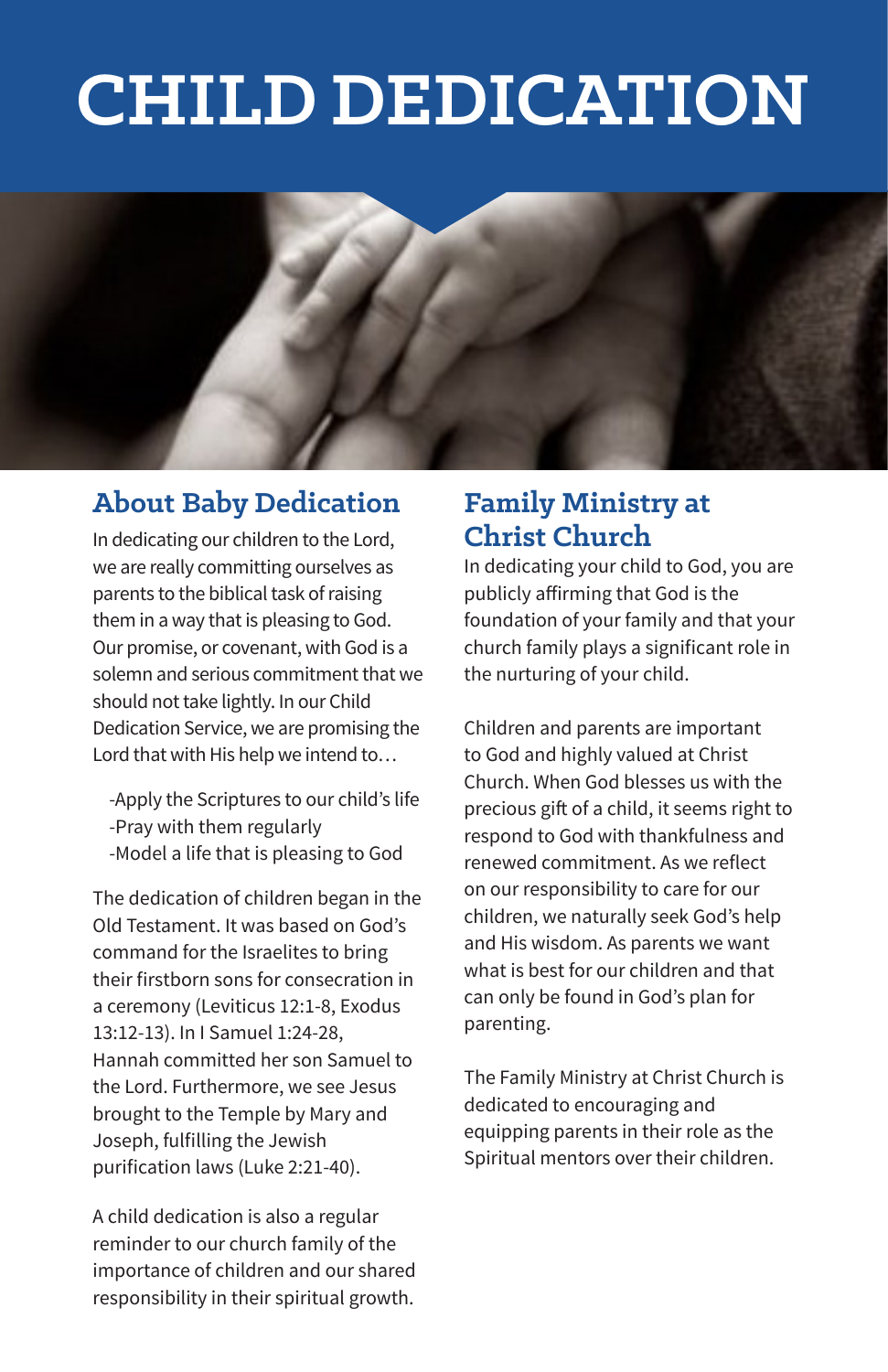# CHILD DEDICATION

## About Baby Dedication

In dedicating our children to the Lord, we are really committing ourselves as parents to the biblical task of raising them in a way that is pleasing to God. Our promise, or covenant, with God is a solemn and serious commitment that we should not take lightly. In our Child Dedication Service, we are promising the Lord that with His help we intend to…

- -Apply the Scriptures to our child's life
- -Pray with them regularly
- -Model a life that is pleasing to God

The dedication of children began in the Old Testament. It was based on God's command for the Israelites to bring their firstborn sons for consecration in a ceremony (Leviticus 12:1-8, Exodus 13:12-13). In I Samuel 1:24-28, Hannah committed her son Samuel to the Lord. Furthermore, we see Jesus brought to the Temple by Mary and Joseph, fulfilling the Jewish purification laws (Luke 2:21-40).

A child dedication is also a regular reminder to our church family of the importance of children and our shared responsibility in their spiritual growth.

## Family Ministry at Christ Church

In dedicating your child to God, you are publicly affirming that God is the foundation of your family and that your church family plays a significant role in the nurturing of your child.

Children and parents are important to God and highly valued at Christ Church. When God blesses us with the precious gift of a child, it seems right to respond to God with thankfulness and renewed commitment. As we reflect on our responsibility to care for our children, we naturally seek God's help and His wisdom. As parents we want what is best for our children and that can only be found in God's plan for parenting.

The Family Ministry at Christ Church is dedicated to encouraging and equipping parents in their role as the Spiritual mentors over their children.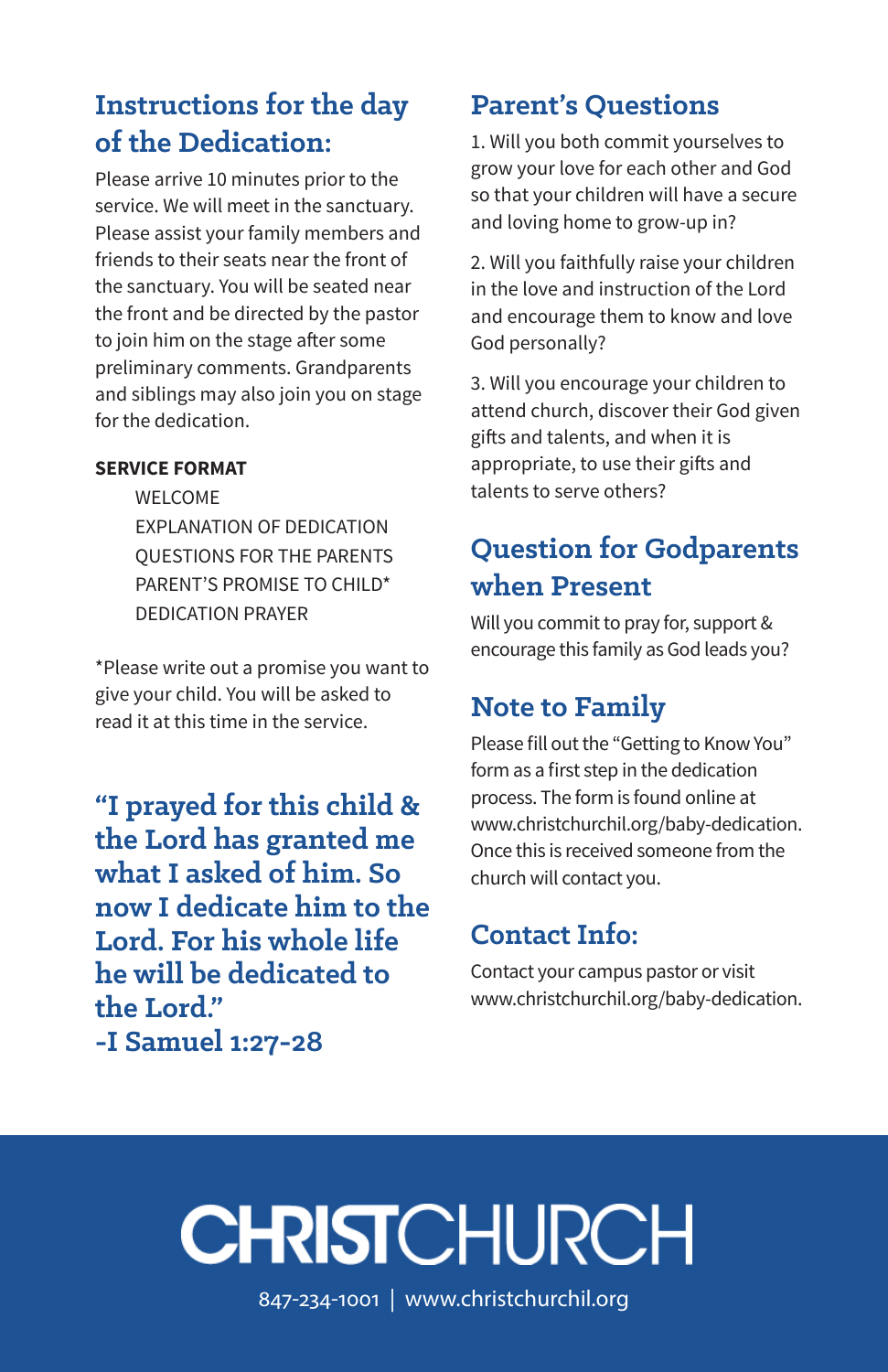## Instructions for the day of the Dedication:

Please arrive 10 minutes prior to the service. We will meet in the sanctuary. Please assist your family members and friends to their seats near the front of the sanctuary. You will be seated near the front and be directed by the pastor to join him on the stage after some preliminary comments. Grandparents and siblings may also join you on stage for the dedication.

**SERVICE FORMAT**

- WELCOME
- EXPLANATION OF DEDICATION
- QUESTIONS FOR THE PARENTS
- PARENT'S PROMISE TO CHILD*
- DEDICATION PRAYER

*Please write out a promise you want to give your child. You will be asked to read it at this time in the service.

**"I prayed for this child & the Lord has granted me what I asked of him. So now I dedicate him to the Lord. For his whole life he will be dedicated to the Lord."**
**-I Samuel 1:27-28**

## Parent's Questions

1. Will you both commit yourselves to grow your love for each other and God so that your children will have a secure and loving home to grow-up in?

2. Will you faithfully raise your children in the love and instruction of the Lord and encourage them to know and love God personally?

3. Will you encourage your children to attend church, discover their God given gifts and talents, and when it is appropriate, to use their gifts and talents to serve others?

## Question for Godparents when Present

Will you commit to pray for, support & encourage this family as God leads you?

## Note to Family

Please fill out the "Getting to Know You" form as a first step in the dedication process. The form is found online at www.christchurchil.org/baby-dedication. Once this is received someone from the church will contact you.

## Contact Info:

Contact your campus pastor or visit www.christchurchil.org/baby-dedication.

CHRISTCHURCH

847-234-1001 | www.christchurchil.org